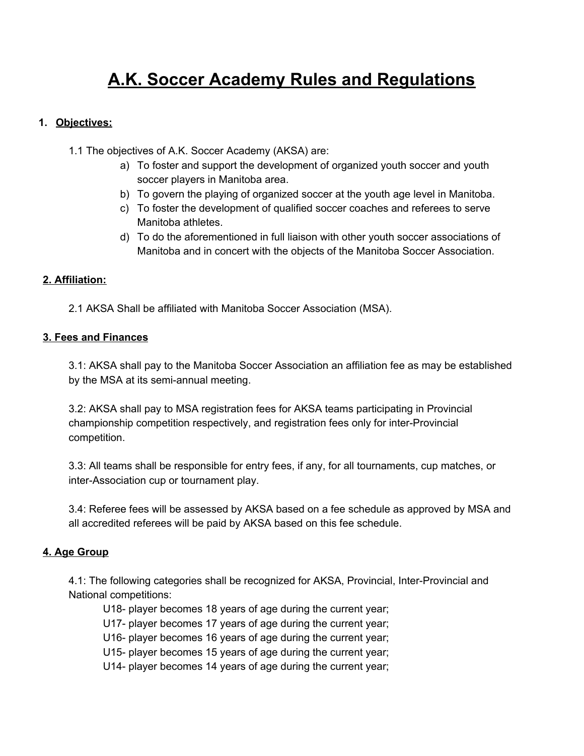# A.K. Soccer Academy Rules and Regulations

## 1. Objectives:

1.1 The objectives of A.K. Soccer Academy (AKSA) are:

a) To foster and support the development of organized youth soccer and youth soccer players in Manitoba area.
b) To govern the playing of organized soccer at the youth age level in Manitoba.
c) To foster the development of qualified soccer coaches and referees to serve Manitoba athletes.
d) To do the aforementioned in full liaison with other youth soccer associations of Manitoba and in concert with the objects of the Manitoba Soccer Association.

## 2. Affiliation:

2.1 AKSA Shall be affiliated with Manitoba Soccer Association (MSA).

## 3. Fees and Finances

3.1: AKSA shall pay to the Manitoba Soccer Association an affiliation fee as may be established by the MSA at its semi-annual meeting.

3.2: AKSA shall pay to MSA registration fees for AKSA teams participating in Provincial championship competition respectively, and registration fees only for inter-Provincial competition.

3.3: All teams shall be responsible for entry fees, if any, for all tournaments, cup matches, or inter-Association cup or tournament play.

3.4: Referee fees will be assessed by AKSA based on a fee schedule as approved by MSA and all accredited referees will be paid by AKSA based on this fee schedule.

## 4. Age Group

4.1: The following categories shall be recognized for AKSA, Provincial, Inter-Provincial and National competitions:

U18- player becomes 18 years of age during the current year;
U17- player becomes 17 years of age during the current year;
U16- player becomes 16 years of age during the current year;
U15- player becomes 15 years of age during the current year;
U14- player becomes 14 years of age during the current year;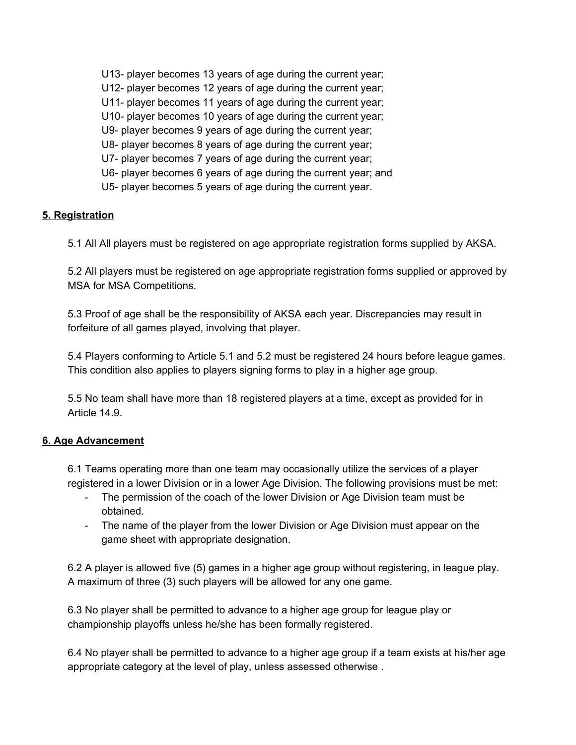U13- player becomes 13 years of age during the current year;
U12- player becomes 12 years of age during the current year;
U11- player becomes 11 years of age during the current year;
U10- player becomes 10 years of age during the current year;
U9- player becomes 9 years of age during the current year;
U8- player becomes 8 years of age during the current year;
U7- player becomes 7 years of age during the current year;
U6- player becomes 6 years of age during the current year; and
U5- player becomes 5 years of age during the current year.

## **5. Registration**

5.1 All All players must be registered on age appropriate registration forms supplied by AKSA.

5.2 All players must be registered on age appropriate registration forms supplied or approved by MSA for MSA Competitions.

5.3 Proof of age shall be the responsibility of AKSA each year. Discrepancies may result in forfeiture of all games played, involving that player.

5.4 Players conforming to Article 5.1 and 5.2 must be registered 24 hours before league games. This condition also applies to players signing forms to play in a higher age group.

5.5 No team shall have more than 18 registered players at a time, except as provided for in Article 14.9.

## **6. Age Advancement**

6.1 Teams operating more than one team may occasionally utilize the services of a player registered in a lower Division or in a lower Age Division. The following provisions must be met:

- The permission of the coach of the lower Division or Age Division team must be obtained.
- The name of the player from the lower Division or Age Division must appear on the game sheet with appropriate designation.

6.2 A player is allowed five (5) games in a higher age group without registering, in league play. A maximum of three (3) such players will be allowed for any one game.

6.3 No player shall be permitted to advance to a higher age group for league play or championship playoffs unless he/she has been formally registered.

6.4 No player shall be permitted to advance to a higher age group if a team exists at his/her age appropriate category at the level of play, unless assessed otherwise .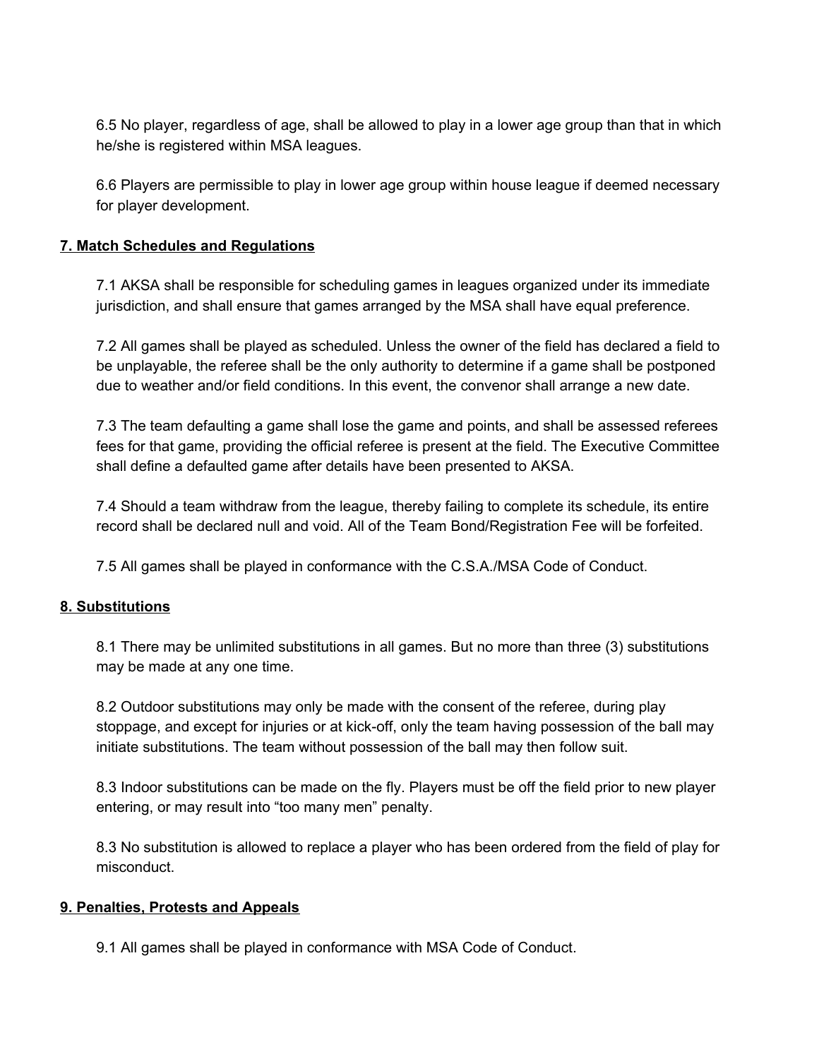6.5 No player, regardless of age, shall be allowed to play in a lower age group than that in which he/she is registered within MSA leagues.

6.6 Players are permissible to play in lower age group within house league if deemed necessary for player development.

**7. Match Schedules and Regulations**

7.1 AKSA shall be responsible for scheduling games in leagues organized under its immediate jurisdiction, and shall ensure that games arranged by the MSA shall have equal preference.

7.2 All games shall be played as scheduled. Unless the owner of the field has declared a field to be unplayable, the referee shall be the only authority to determine if a game shall be postponed due to weather and/or field conditions. In this event, the convenor shall arrange a new date.

7.3 The team defaulting a game shall lose the game and points, and shall be assessed referees fees for that game, providing the official referee is present at the field. The Executive Committee shall define a defaulted game after details have been presented to AKSA.

7.4 Should a team withdraw from the league, thereby failing to complete its schedule, its entire record shall be declared null and void. All of the Team Bond/Registration Fee will be forfeited.

7.5 All games shall be played in conformance with the C.S.A./MSA Code of Conduct.

**8. Substitutions**

8.1 There may be unlimited substitutions in all games. But no more than three (3) substitutions may be made at any one time.

8.2 Outdoor substitutions may only be made with the consent of the referee, during play stoppage, and except for injuries or at kick-off, only the team having possession of the ball may initiate substitutions. The team without possession of the ball may then follow suit.

8.3 Indoor substitutions can be made on the fly. Players must be off the field prior to new player entering, or may result into "too many men" penalty.

8.3 No substitution is allowed to replace a player who has been ordered from the field of play for misconduct.

**9. Penalties, Protests and Appeals**

9.1 All games shall be played in conformance with MSA Code of Conduct.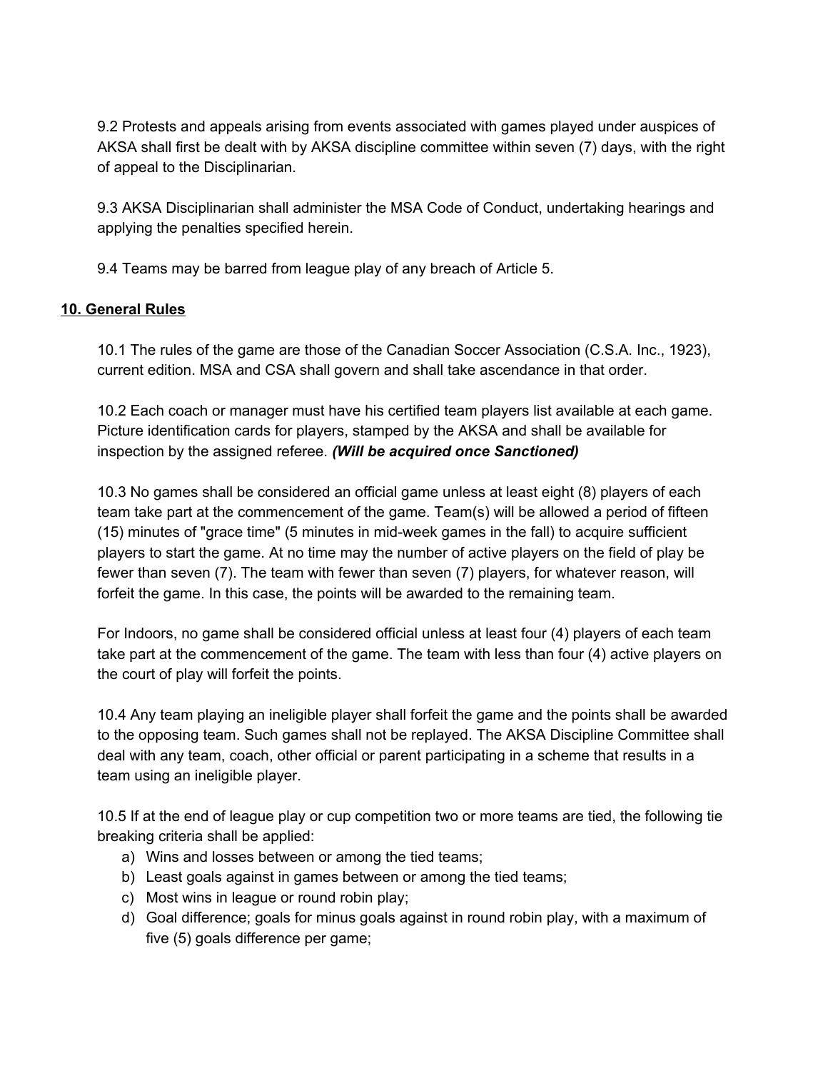9.2 Protests and appeals arising from events associated with games played under auspices of AKSA shall first be dealt with by AKSA discipline committee within seven (7) days, with the right of appeal to the Disciplinarian.

9.3 AKSA Disciplinarian shall administer the MSA Code of Conduct, undertaking hearings and applying the penalties specified herein.

9.4 Teams may be barred from league play of any breach of Article 5.

## **10. General Rules**

10.1 The rules of the game are those of the Canadian Soccer Association (C.S.A. Inc., 1923), current edition. MSA and CSA shall govern and shall take ascendance in that order.

10.2 Each coach or manager must have his certified team players list available at each game. Picture identification cards for players, stamped by the AKSA and shall be available for inspection by the assigned referee. ***(Will be acquired once Sanctioned)***

10.3 No games shall be considered an official game unless at least eight (8) players of each team take part at the commencement of the game. Team(s) will be allowed a period of fifteen (15) minutes of "grace time" (5 minutes in mid-week games in the fall) to acquire sufficient players to start the game. At no time may the number of active players on the field of play be fewer than seven (7). The team with fewer than seven (7) players, for whatever reason, will forfeit the game. In this case, the points will be awarded to the remaining team.

For Indoors, no game shall be considered official unless at least four (4) players of each team take part at the commencement of the game. The team with less than four (4) active players on the court of play will forfeit the points.

10.4 Any team playing an ineligible player shall forfeit the game and the points shall be awarded to the opposing team. Such games shall not be replayed. The AKSA Discipline Committee shall deal with any team, coach, other official or parent participating in a scheme that results in a team using an ineligible player.

10.5 If at the end of league play or cup competition two or more teams are tied, the following tie breaking criteria shall be applied:

a) Wins and losses between or among the tied teams;
b) Least goals against in games between or among the tied teams;
c) Most wins in league or round robin play;
d) Goal difference; goals for minus goals against in round robin play, with a maximum of five (5) goals difference per game;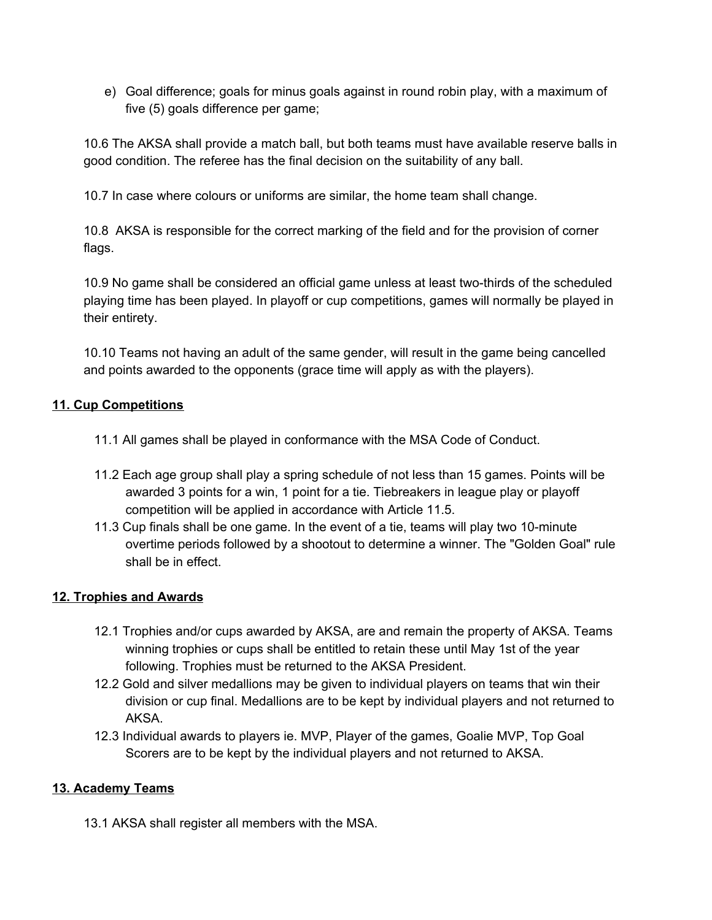e) Goal difference; goals for minus goals against in round robin play, with a maximum of five (5) goals difference per game;

10.6 The AKSA shall provide a match ball, but both teams must have available reserve balls in good condition. The referee has the final decision on the suitability of any ball.

10.7 In case where colours or uniforms are similar, the home team shall change.

10.8 AKSA is responsible for the correct marking of the field and for the provision of corner flags.

10.9 No game shall be considered an official game unless at least two-thirds of the scheduled playing time has been played. In playoff or cup competitions, games will normally be played in their entirety.

10.10 Teams not having an adult of the same gender, will result in the game being cancelled and points awarded to the opponents (grace time will apply as with the players).

## 11. Cup Competitions

11.1 All games shall be played in conformance with the MSA Code of Conduct.

11.2 Each age group shall play a spring schedule of not less than 15 games. Points will be awarded 3 points for a win, 1 point for a tie. Tiebreakers in league play or playoff competition will be applied in accordance with Article 11.5.

11.3 Cup finals shall be one game. In the event of a tie, teams will play two 10-minute overtime periods followed by a shootout to determine a winner. The "Golden Goal" rule shall be in effect.

## 12. Trophies and Awards

12.1 Trophies and/or cups awarded by AKSA, are and remain the property of AKSA. Teams winning trophies or cups shall be entitled to retain these until May 1st of the year following. Trophies must be returned to the AKSA President.

12.2 Gold and silver medallions may be given to individual players on teams that win their division or cup final. Medallions are to be kept by individual players and not returned to AKSA.

12.3 Individual awards to players ie. MVP, Player of the games, Goalie MVP, Top Goal Scorers are to be kept by the individual players and not returned to AKSA.

## 13. Academy Teams

13.1 AKSA shall register all members with the MSA.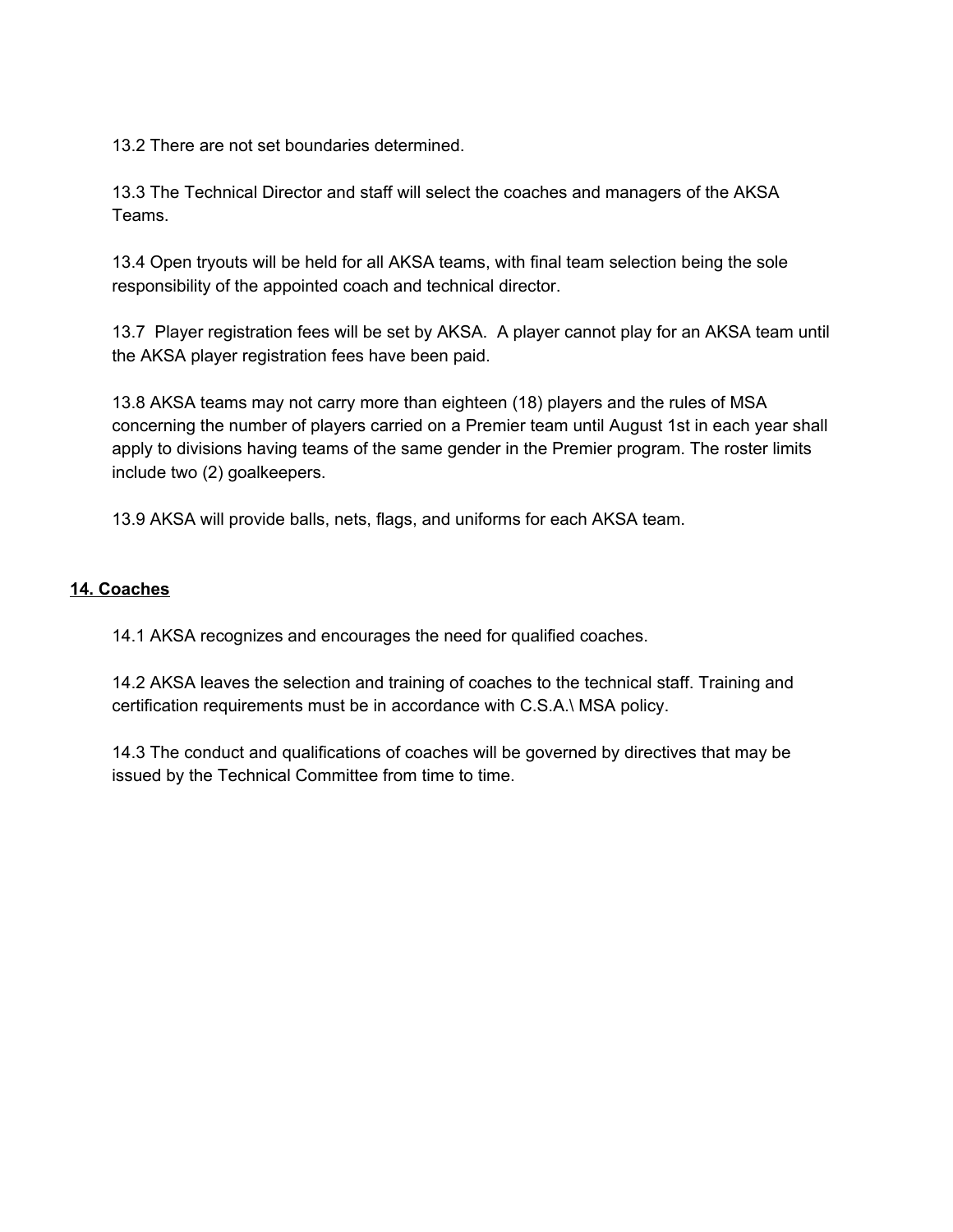13.2 There are not set boundaries determined.

13.3 The Technical Director and staff will select the coaches and managers of the AKSA Teams.

13.4 Open tryouts will be held for all AKSA teams, with final team selection being the sole responsibility of the appointed coach and technical director.

13.7 Player registration fees will be set by AKSA. A player cannot play for an AKSA team until the AKSA player registration fees have been paid.

13.8 AKSA teams may not carry more than eighteen (18) players and the rules of MSA concerning the number of players carried on a Premier team until August 1st in each year shall apply to divisions having teams of the same gender in the Premier program. The roster limits include two (2) goalkeepers.

13.9 AKSA will provide balls, nets, flags, and uniforms for each AKSA team.

## 14. Coaches

14.1 AKSA recognizes and encourages the need for qualified coaches.

14.2 AKSA leaves the selection and training of coaches to the technical staff. Training and certification requirements must be in accordance with C.S.A.\ MSA policy.

14.3 The conduct and qualifications of coaches will be governed by directives that may be issued by the Technical Committee from time to time.